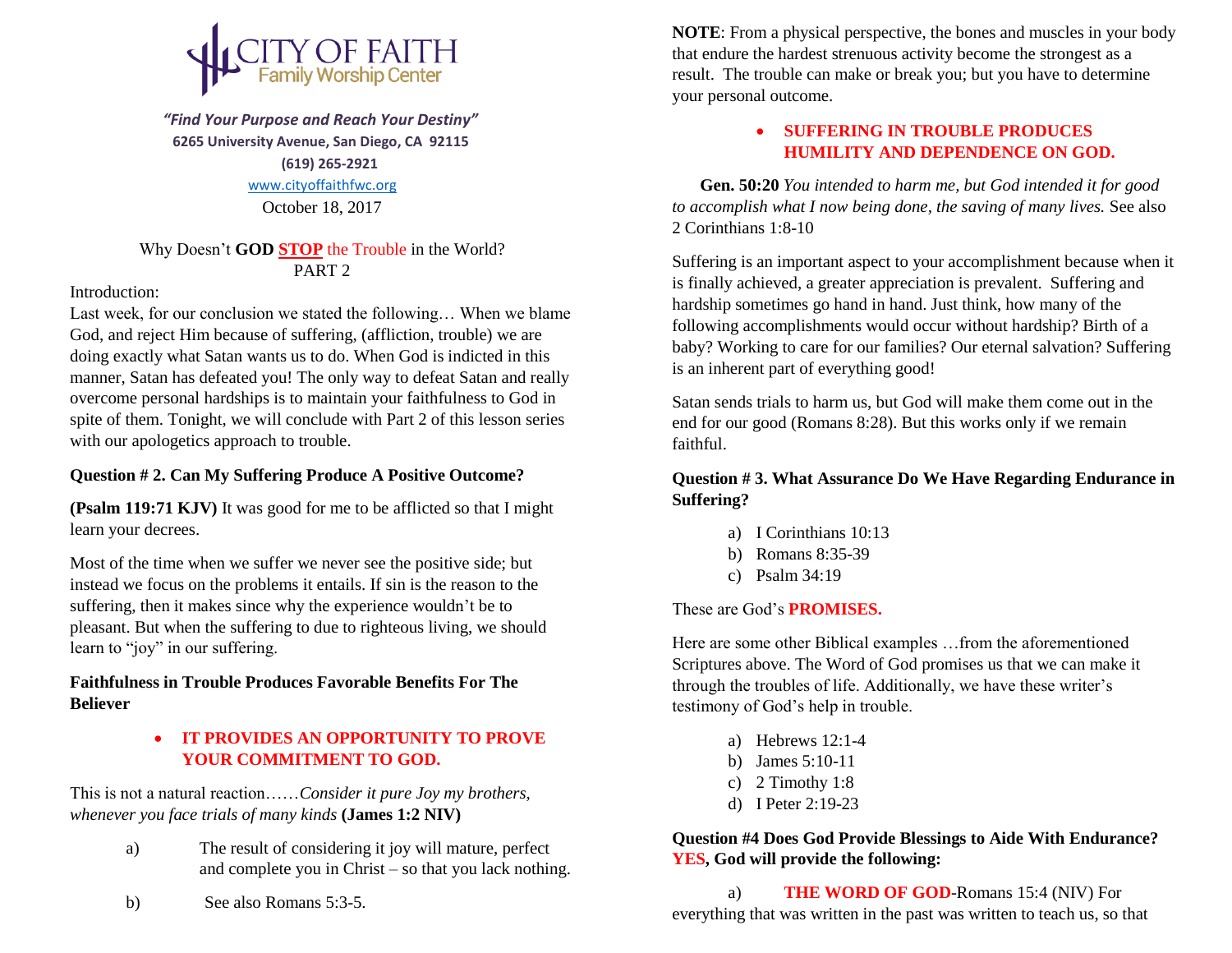CITY OF FAITH
Family Worship Center

*"Find Your Purpose and Reach Your Destiny"*
**6265 University Avenue, San Diego, CA 92115**
**(619) 265-2921**
www.cityoffaithfwc.org
October 18, 2017

## Why Doesn't **GOD** **STOP** the Trouble in the World?
## PART 2

Introduction:
Last week, for our conclusion we stated the following… When we blame God, and reject Him because of suffering, (affliction, trouble) we are doing exactly what Satan wants us to do. When God is indicted in this manner, Satan has defeated you! The only way to defeat Satan and really overcome personal hardships is to maintain your faithfulness to God in spite of them. Tonight, we will conclude with Part 2 of this lesson series with our apologetics approach to trouble.

**Question # 2. Can My Suffering Produce A Positive Outcome?**

**(Psalm 119:71 KJV)** It was good for me to be afflicted so that I might learn your decrees.

Most of the time when we suffer we never see the positive side; but instead we focus on the problems it entails. If sin is the reason to the suffering, then it makes since why the experience wouldn't be to pleasant. But when the suffering to due to righteous living, we should learn to "joy" in our suffering.

**Faithfulness in Trouble Produces Favorable Benefits For The Believer**

- **IT PROVIDES AN OPPORTUNITY TO PROVE YOUR COMMITMENT TO GOD.**

This is not a natural reaction……*Consider it pure Joy my brothers, whenever you face trials of many kinds* **(James 1:2 NIV)**

a) The result of considering it joy will mature, perfect and complete you in Christ – so that you lack nothing.

b) See also Romans 5:3-5.

**NOTE**: From a physical perspective, the bones and muscles in your body that endure the hardest strenuous activity become the strongest as a result. The trouble can make or break you; but you have to determine your personal outcome.

- **SUFFERING IN TROUBLE PRODUCES HUMILITY AND DEPENDENCE ON GOD.**

**Gen. 50:20** *You intended to harm me, but God intended it for good to accomplish what I now being done, the saving of many lives.* See also 2 Corinthians 1:8-10

Suffering is an important aspect to your accomplishment because when it is finally achieved, a greater appreciation is prevalent. Suffering and hardship sometimes go hand in hand. Just think, how many of the following accomplishments would occur without hardship? Birth of a baby? Working to care for our families? Our eternal salvation? Suffering is an inherent part of everything good!

Satan sends trials to harm us, but God will make them come out in the end for our good (Romans 8:28). But this works only if we remain faithful.

**Question # 3. What Assurance Do We Have Regarding Endurance in Suffering?**

a) I Corinthians 10:13
b) Romans 8:35-39
c) Psalm 34:19

These are God's **PROMISES.**

Here are some other Biblical examples …from the aforementioned Scriptures above. The Word of God promises us that we can make it through the troubles of life. Additionally, we have these writer's testimony of God's help in trouble.

a) Hebrews 12:1-4
b) James 5:10-11
c) 2 Timothy 1:8
d) I Peter 2:19-23

**Question #4 Does God Provide Blessings to Aide With Endurance? YES, God will provide the following:**

a) **THE WORD OF GOD**-Romans 15:4 (NIV) For everything that was written in the past was written to teach us, so that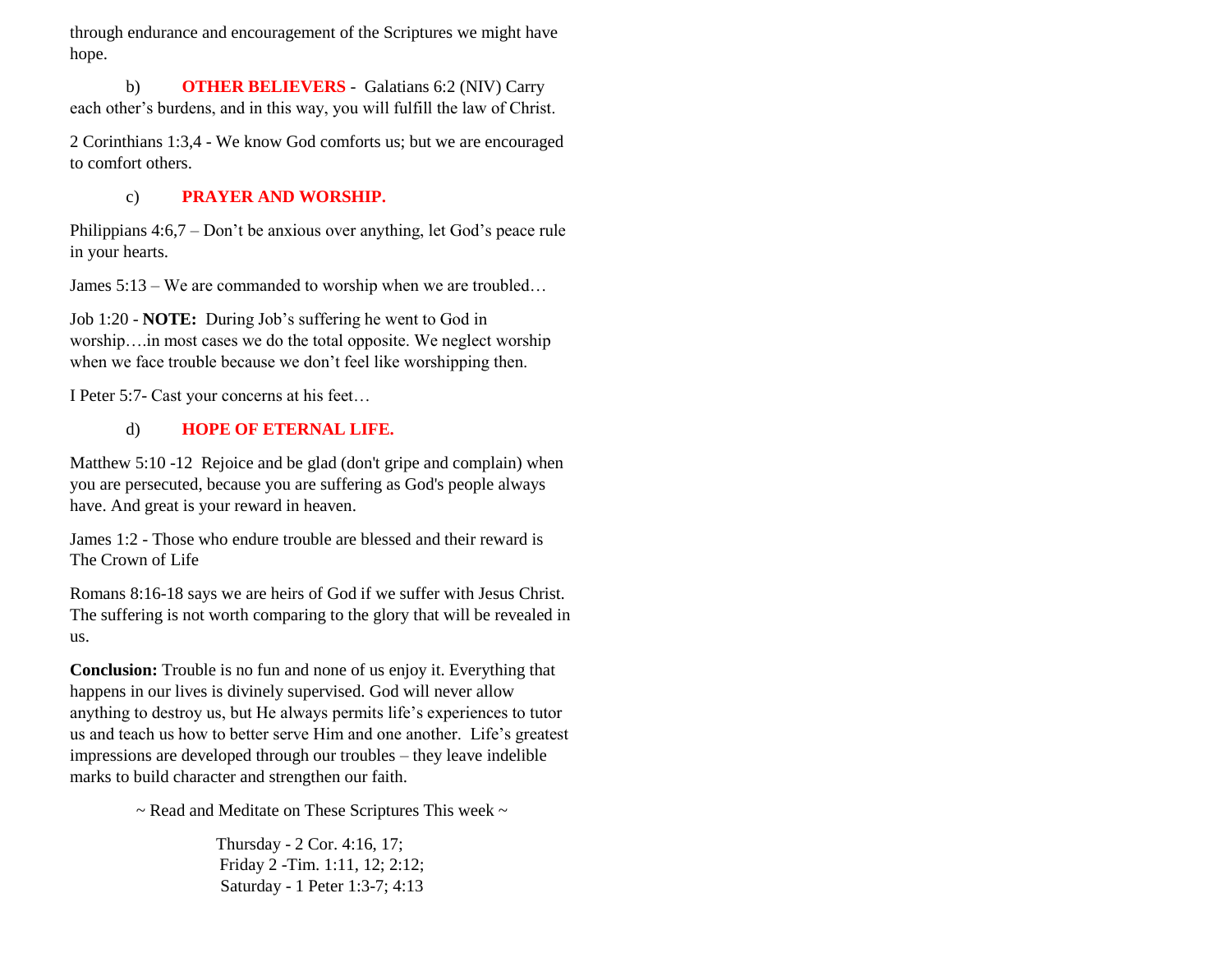through endurance and encouragement of the Scriptures we might have hope.

b) **OTHER BELIEVERS** - Galatians 6:2 (NIV) Carry each other's burdens, and in this way, you will fulfill the law of Christ.

2 Corinthians 1:3,4 - We know God comforts us; but we are encouraged to comfort others.

c) **PRAYER AND WORSHIP.**

Philippians 4:6,7 – Don't be anxious over anything, let God's peace rule in your hearts.

James 5:13 – We are commanded to worship when we are troubled…

Job 1:20 - **NOTE:** During Job's suffering he went to God in worship….in most cases we do the total opposite. We neglect worship when we face trouble because we don't feel like worshipping then.

I Peter 5:7- Cast your concerns at his feet…

d) **HOPE OF ETERNAL LIFE.**

Matthew 5:10 -12 Rejoice and be glad (don't gripe and complain) when you are persecuted, because you are suffering as God's people always have. And great is your reward in heaven.

James 1:2 - Those who endure trouble are blessed and their reward is The Crown of Life

Romans 8:16-18 says we are heirs of God if we suffer with Jesus Christ. The suffering is not worth comparing to the glory that will be revealed in us.

**Conclusion:** Trouble is no fun and none of us enjoy it. Everything that happens in our lives is divinely supervised. God will never allow anything to destroy us, but He always permits life's experiences to tutor us and teach us how to better serve Him and one another. Life's greatest impressions are developed through our troubles – they leave indelible marks to build character and strengthen our faith.

~ Read and Meditate on These Scriptures This week ~

Thursday - 2 Cor. 4:16, 17;
Friday 2 -Tim. 1:11, 12; 2:12;
Saturday - 1 Peter 1:3-7; 4:13